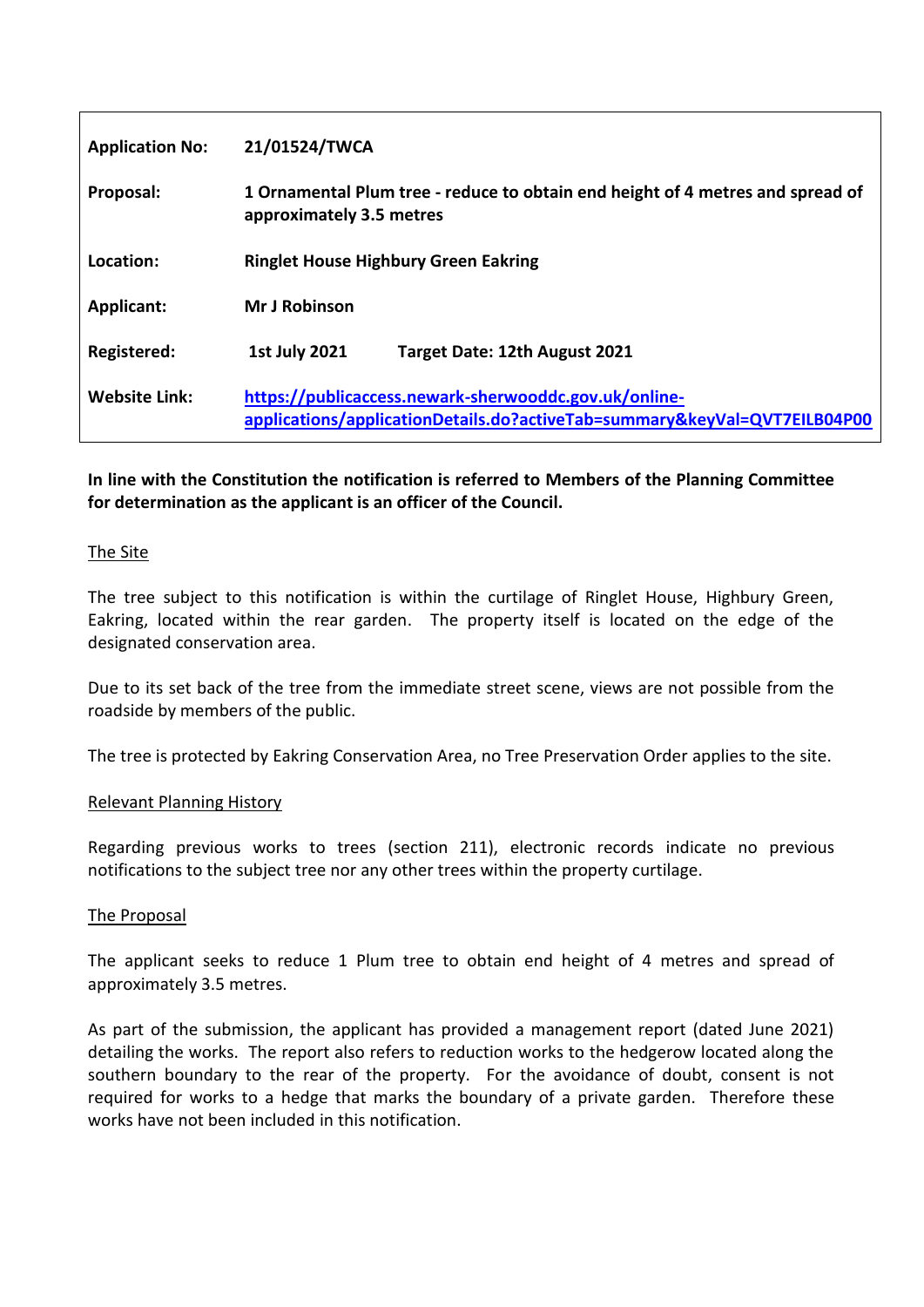| | | |
|---|---|---|
| **Application No:** | **21/01524/TWCA** | |
| **Proposal:** | **1 Ornamental Plum tree - reduce to obtain end height of 4 metres and spread of approximately 3.5 metres** | |
| **Location:** | **Ringlet House Highbury Green Eakring** | |
| **Applicant:** | **Mr J Robinson** | |
| **Registered:** | **1st July 2021** | **Target Date: 12th August 2021** |
| **Website Link:** | **https://publicaccess.newark-sherwooddc.gov.uk/online-applications/applicationDetails.do?activeTab=summary&keyVal=QVT7EILB04P00** | |

**In line with the Constitution the notification is referred to Members of the Planning Committee for determination as the applicant is an officer of the Council.**

The Site

The tree subject to this notification is within the curtilage of Ringlet House, Highbury Green, Eakring, located within the rear garden. The property itself is located on the edge of the designated conservation area.

Due to its set back of the tree from the immediate street scene, views are not possible from the roadside by members of the public.

The tree is protected by Eakring Conservation Area, no Tree Preservation Order applies to the site.

Relevant Planning History

Regarding previous works to trees (section 211), electronic records indicate no previous notifications to the subject tree nor any other trees within the property curtilage.

The Proposal

The applicant seeks to reduce 1 Plum tree to obtain end height of 4 metres and spread of approximately 3.5 metres.

As part of the submission, the applicant has provided a management report (dated June 2021) detailing the works. The report also refers to reduction works to the hedgerow located along the southern boundary to the rear of the property. For the avoidance of doubt, consent is not required for works to a hedge that marks the boundary of a private garden. Therefore these works have not been included in this notification.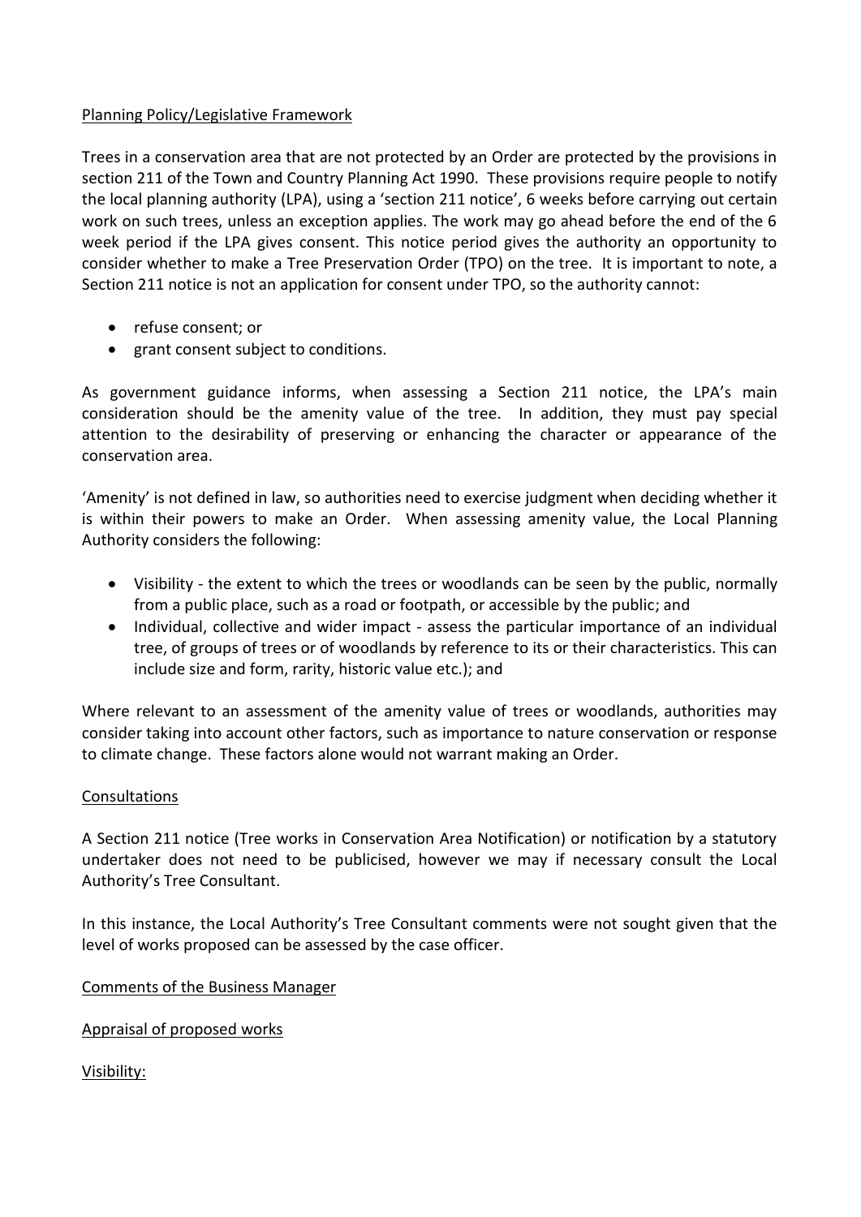Planning Policy/Legislative Framework

Trees in a conservation area that are not protected by an Order are protected by the provisions in section 211 of the Town and Country Planning Act 1990. These provisions require people to notify the local planning authority (LPA), using a 'section 211 notice', 6 weeks before carrying out certain work on such trees, unless an exception applies. The work may go ahead before the end of the 6 week period if the LPA gives consent. This notice period gives the authority an opportunity to consider whether to make a Tree Preservation Order (TPO) on the tree. It is important to note, a Section 211 notice is not an application for consent under TPO, so the authority cannot:

- refuse consent; or
- grant consent subject to conditions.

As government guidance informs, when assessing a Section 211 notice, the LPA's main consideration should be the amenity value of the tree. In addition, they must pay special attention to the desirability of preserving or enhancing the character or appearance of the conservation area.

'Amenity' is not defined in law, so authorities need to exercise judgment when deciding whether it is within their powers to make an Order. When assessing amenity value, the Local Planning Authority considers the following:

- Visibility - the extent to which the trees or woodlands can be seen by the public, normally from a public place, such as a road or footpath, or accessible by the public; and
- Individual, collective and wider impact - assess the particular importance of an individual tree, of groups of trees or of woodlands by reference to its or their characteristics. This can include size and form, rarity, historic value etc.); and

Where relevant to an assessment of the amenity value of trees or woodlands, authorities may consider taking into account other factors, such as importance to nature conservation or response to climate change. These factors alone would not warrant making an Order.

Consultations

A Section 211 notice (Tree works in Conservation Area Notification) or notification by a statutory undertaker does not need to be publicised, however we may if necessary consult the Local Authority's Tree Consultant.

In this instance, the Local Authority's Tree Consultant comments were not sought given that the level of works proposed can be assessed by the case officer.

Comments of the Business Manager

Appraisal of proposed works

Visibility: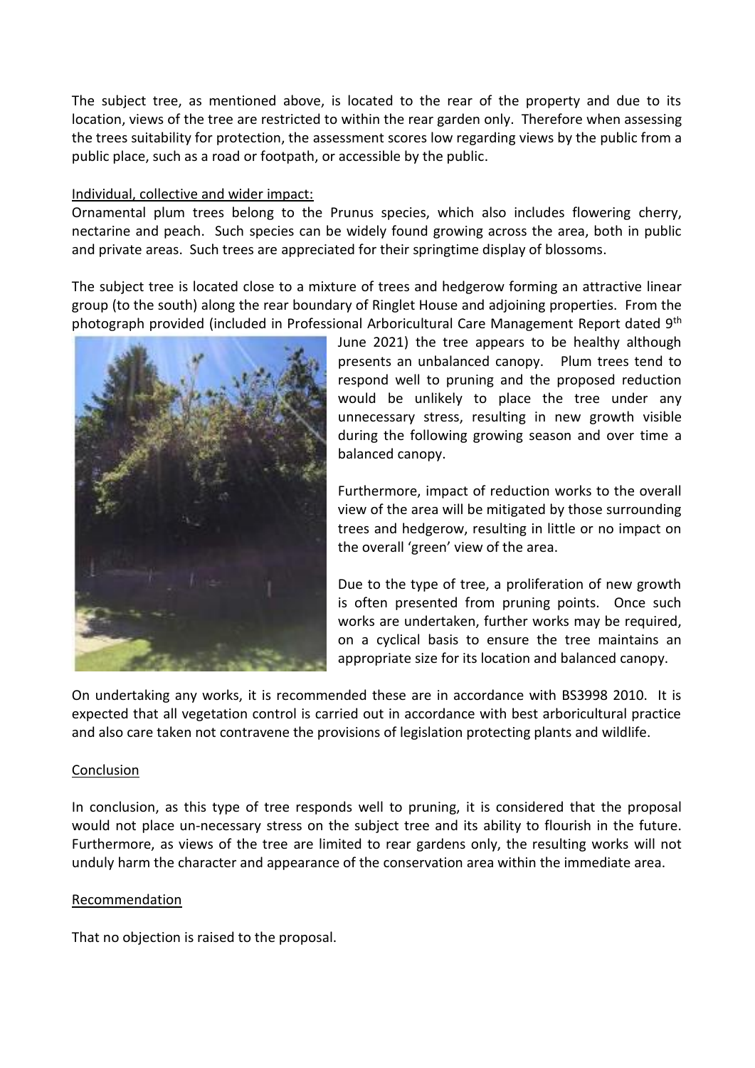The subject tree, as mentioned above, is located to the rear of the property and due to its location, views of the tree are restricted to within the rear garden only. Therefore when assessing the trees suitability for protection, the assessment scores low regarding views by the public from a public place, such as a road or footpath, or accessible by the public.

Individual, collective and wider impact:

Ornamental plum trees belong to the Prunus species, which also includes flowering cherry, nectarine and peach. Such species can be widely found growing across the area, both in public and private areas. Such trees are appreciated for their springtime display of blossoms.

The subject tree is located close to a mixture of trees and hedgerow forming an attractive linear group (to the south) along the rear boundary of Ringlet House and adjoining properties. From the photograph provided (included in Professional Arboricultural Care Management Report dated 9th June 2021) the tree appears to be healthy although presents an unbalanced canopy. Plum trees tend to respond well to pruning and the proposed reduction would be unlikely to place the tree under any unnecessary stress, resulting in new growth visible during the following growing season and over time a balanced canopy.

Furthermore, impact of reduction works to the overall view of the area will be mitigated by those surrounding trees and hedgerow, resulting in little or no impact on the overall 'green' view of the area.

Due to the type of tree, a proliferation of new growth is often presented from pruning points. Once such works are undertaken, further works may be required, on a cyclical basis to ensure the tree maintains an appropriate size for its location and balanced canopy.

On undertaking any works, it is recommended these are in accordance with BS3998 2010. It is expected that all vegetation control is carried out in accordance with best arboricultural practice and also care taken not contravene the provisions of legislation protecting plants and wildlife.

Conclusion

In conclusion, as this type of tree responds well to pruning, it is considered that the proposal would not place un-necessary stress on the subject tree and its ability to flourish in the future. Furthermore, as views of the tree are limited to rear gardens only, the resulting works will not unduly harm the character and appearance of the conservation area within the immediate area.

Recommendation

That no objection is raised to the proposal.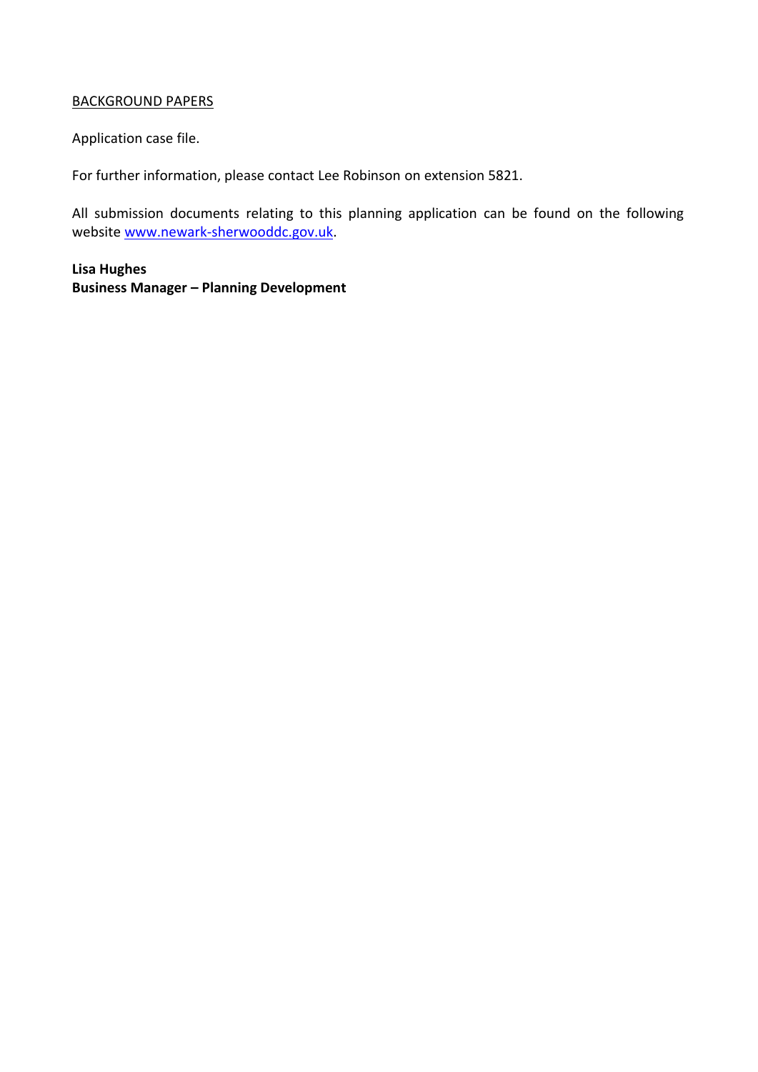BACKGROUND PAPERS

Application case file.

For further information, please contact Lee Robinson on extension 5821.

All submission documents relating to this planning application can be found on the following website [www.newark-sherwooddc.gov.uk](http://www.newark-sherwooddc.gov.uk).

**Lisa Hughes**
**Business Manager – Planning Development**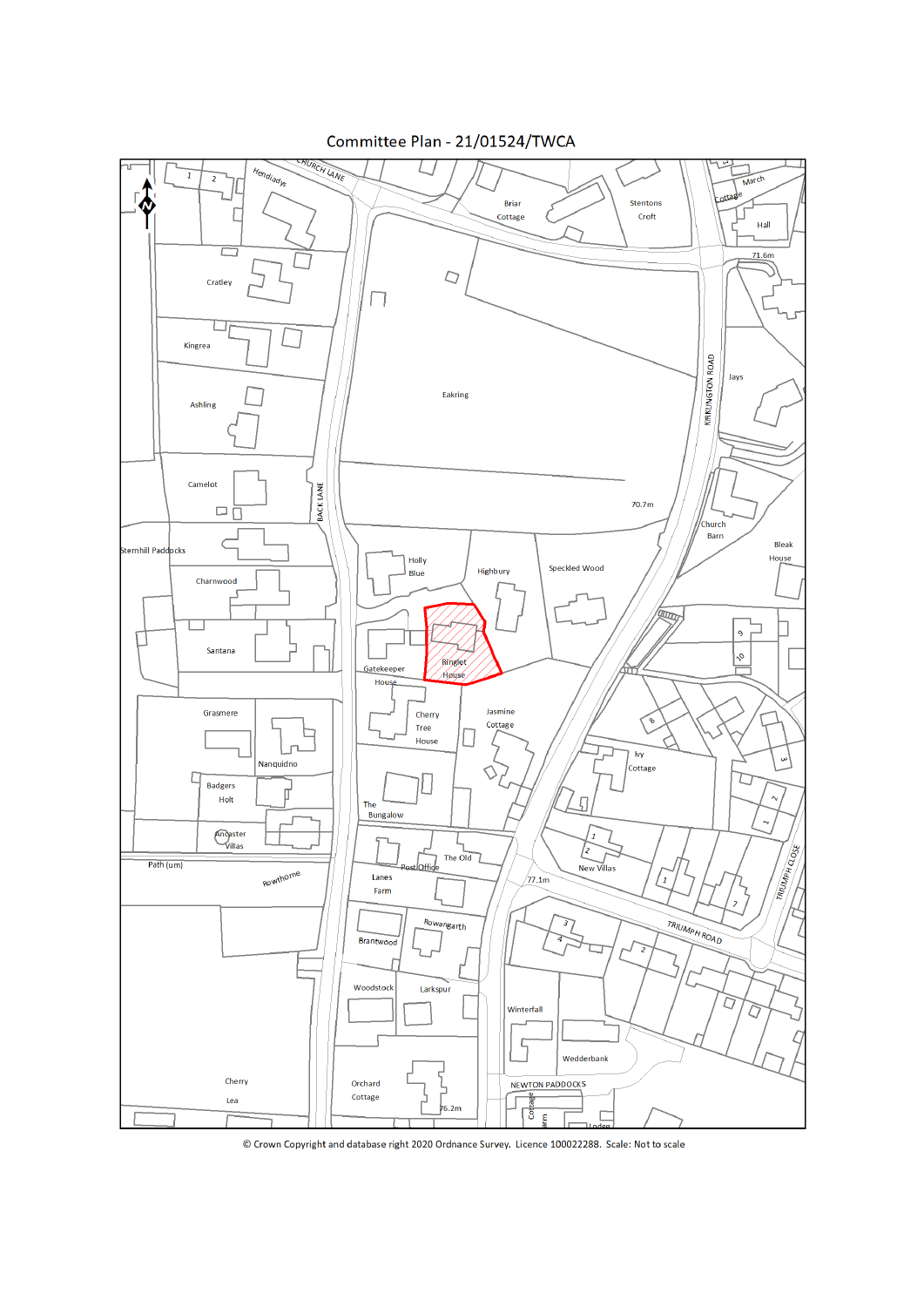# Committee Plan - 21/01524/TWCA

CHURCH LANE

Hendiadys

Briar Cottage

Stentons Croft

March Cottage

Hall

71.6m

Cratley

Kingrea

Ashling

Eakring

KIRKLINGTON ROAD

Jays

Camelot

BACK LANE

70.7m

Church Barn

Bleak House

Sternhill Paddocks

Holly Blue

Highbury

Speckled Wood

Charnwood

Santana

Ringlet House

Gatekeeper House

Grasmere

Cherry Tree House

Jasmine Cottage

Ivy Cottage

Nanquidno

Badgers Holt

The Bungalow

Ancaster Villas

The Old Post Office

New Villas

Path (um)

Rowthorne

Lanes Farm

77.1m

TRIUMPH CLOSE

TRIUMPH ROAD

Rowangarth

Brantwood

Woodstock

Larkspur

Winterfall

Wedderbank

Cherry Lea

Orchard Cottage

76.2m

NEWTON PADDOCKS

© Crown Copyright and database right 2020 Ordnance Survey. Licence 100022288. Scale: Not to scale